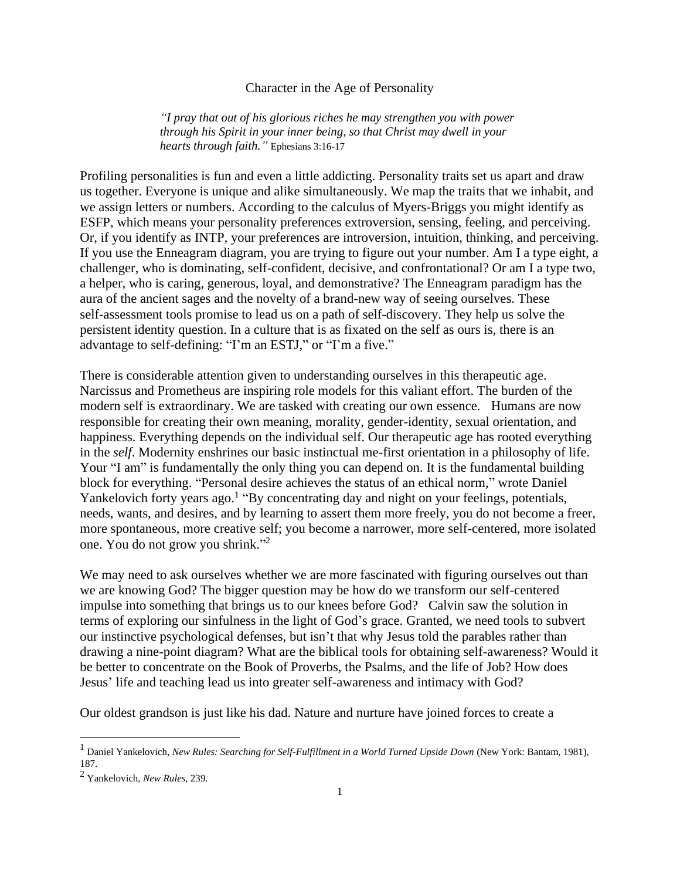# Character in the Age of Personality

> *"I pray that out of his glorious riches he may strengthen you with power through his Spirit in your inner being, so that Christ may dwell in your hearts through faith."* Ephesians 3:16-17

Profiling personalities is fun and even a little addicting. Personality traits set us apart and draw us together. Everyone is unique and alike simultaneously. We map the traits that we inhabit, and we assign letters or numbers. According to the calculus of Myers-Briggs you might identify as ESFP, which means your personality preferences extroversion, sensing, feeling, and perceiving. Or, if you identify as INTP, your preferences are introversion, intuition, thinking, and perceiving. If you use the Enneagram diagram, you are trying to figure out your number. Am I a type eight, a challenger, who is dominating, self-confident, decisive, and confrontational? Or am I a type two, a helper, who is caring, generous, loyal, and demonstrative? The Enneagram paradigm has the aura of the ancient sages and the novelty of a brand-new way of seeing ourselves. These self-assessment tools promise to lead us on a path of self-discovery. They help us solve the persistent identity question. In a culture that is as fixated on the self as ours is, there is an advantage to self-defining: "I'm an ESTJ," or "I'm a five."

There is considerable attention given to understanding ourselves in this therapeutic age. Narcissus and Prometheus are inspiring role models for this valiant effort. The burden of the modern self is extraordinary. We are tasked with creating our own essence. Humans are now responsible for creating their own meaning, morality, gender-identity, sexual orientation, and happiness. Everything depends on the individual self. Our therapeutic age has rooted everything in the *self*. Modernity enshrines our basic instinctual me-first orientation in a philosophy of life. Your "I am" is fundamentally the only thing you can depend on. It is the fundamental building block for everything. "Personal desire achieves the status of an ethical norm," wrote Daniel Yankelovich forty years ago.[1] "By concentrating day and night on your feelings, potentials, needs, wants, and desires, and by learning to assert them more freely, you do not become a freer, more spontaneous, more creative self; you become a narrower, more self-centered, more isolated one. You do not grow you shrink."[2]

We may need to ask ourselves whether we are more fascinated with figuring ourselves out than we are knowing God? The bigger question may be how do we transform our self-centered impulse into something that brings us to our knees before God? Calvin saw the solution in terms of exploring our sinfulness in the light of God's grace. Granted, we need tools to subvert our instinctive psychological defenses, but isn't that why Jesus told the parables rather than drawing a nine-point diagram? What are the biblical tools for obtaining self-awareness? Would it be better to concentrate on the Book of Proverbs, the Psalms, and the life of Job? How does Jesus' life and teaching lead us into greater self-awareness and intimacy with God?

Our oldest grandson is just like his dad. Nature and nurture have joined forces to create a

---

[1] Daniel Yankelovich, *New Rules: Searching for Self-Fulfillment in a World Turned Upside Down* (New York: Bantam, 1981), 187.

[2] Yankelovich, *New Rules*, 239.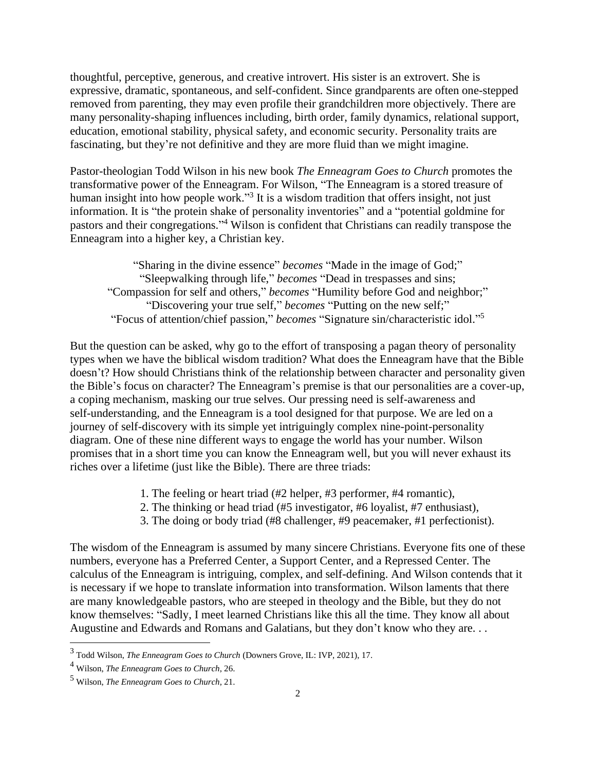thoughtful, perceptive, generous, and creative introvert. His sister is an extrovert. She is expressive, dramatic, spontaneous, and self-confident. Since grandparents are often one-stepped removed from parenting, they may even profile their grandchildren more objectively. There are many personality-shaping influences including, birth order, family dynamics, relational support, education, emotional stability, physical safety, and economic security. Personality traits are fascinating, but they're not definitive and they are more fluid than we might imagine.

Pastor-theologian Todd Wilson in his new book *The Enneagram Goes to Church* promotes the transformative power of the Enneagram. For Wilson, "The Enneagram is a stored treasure of human insight into how people work."[3] It is a wisdom tradition that offers insight, not just information. It is "the protein shake of personality inventories" and a "potential goldmine for pastors and their congregations."[4] Wilson is confident that Christians can readily transpose the Enneagram into a higher key, a Christian key.

> "Sharing in the divine essence" *becomes* "Made in the image of God;"
> "Sleepwalking through life," *becomes* "Dead in trespasses and sins;
> "Compassion for self and others," *becomes* "Humility before God and neighbor;"
> "Discovering your true self," *becomes* "Putting on the new self;"
> "Focus of attention/chief passion," *becomes* "Signature sin/characteristic idol."[5]

But the question can be asked, why go to the effort of transposing a pagan theory of personality types when we have the biblical wisdom tradition? What does the Enneagram have that the Bible doesn't? How should Christians think of the relationship between character and personality given the Bible's focus on character? The Enneagram's premise is that our personalities are a cover-up, a coping mechanism, masking our true selves. Our pressing need is self-awareness and self-understanding, and the Enneagram is a tool designed for that purpose. We are led on a journey of self-discovery with its simple yet intriguingly complex nine-point-personality diagram. One of these nine different ways to engage the world has your number. Wilson promises that in a short time you can know the Enneagram well, but you will never exhaust its riches over a lifetime (just like the Bible). There are three triads:

1. The feeling or heart triad (#2 helper, #3 performer, #4 romantic),
2. The thinking or head triad (#5 investigator, #6 loyalist, #7 enthusiast),
3. The doing or body triad (#8 challenger, #9 peacemaker, #1 perfectionist).

The wisdom of the Enneagram is assumed by many sincere Christians. Everyone fits one of these numbers, everyone has a Preferred Center, a Support Center, and a Repressed Center. The calculus of the Enneagram is intriguing, complex, and self-defining. And Wilson contends that it is necessary if we hope to translate information into transformation. Wilson laments that there are many knowledgeable pastors, who are steeped in theology and the Bible, but they do not know themselves: "Sadly, I meet learned Christians like this all the time. They know all about Augustine and Edwards and Romans and Galatians, but they don't know who they are. . .

---

[3] Todd Wilson, *The Enneagram Goes to Church* (Downers Grove, IL: IVP, 2021), 17.

[4] Wilson, *The Enneagram Goes to Church*, 26.

[5] Wilson, *The Enneagram Goes to Church*, 21.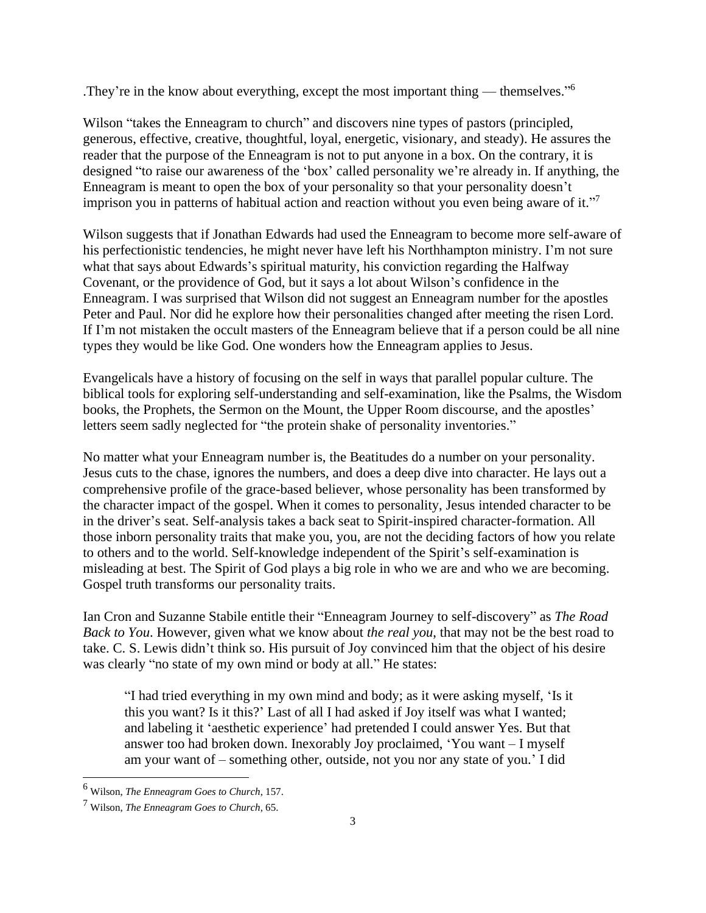.They're in the know about everything, except the most important thing — themselves."[6]

Wilson "takes the Enneagram to church" and discovers nine types of pastors (principled, generous, effective, creative, thoughtful, loyal, energetic, visionary, and steady). He assures the reader that the purpose of the Enneagram is not to put anyone in a box. On the contrary, it is designed "to raise our awareness of the 'box' called personality we're already in. If anything, the Enneagram is meant to open the box of your personality so that your personality doesn't imprison you in patterns of habitual action and reaction without you even being aware of it."[7]

Wilson suggests that if Jonathan Edwards had used the Enneagram to become more self-aware of his perfectionistic tendencies, he might never have left his Northhampton ministry. I'm not sure what that says about Edwards's spiritual maturity, his conviction regarding the Halfway Covenant, or the providence of God, but it says a lot about Wilson's confidence in the Enneagram. I was surprised that Wilson did not suggest an Enneagram number for the apostles Peter and Paul. Nor did he explore how their personalities changed after meeting the risen Lord. If I'm not mistaken the occult masters of the Enneagram believe that if a person could be all nine types they would be like God. One wonders how the Enneagram applies to Jesus.

Evangelicals have a history of focusing on the self in ways that parallel popular culture. The biblical tools for exploring self-understanding and self-examination, like the Psalms, the Wisdom books, the Prophets, the Sermon on the Mount, the Upper Room discourse, and the apostles' letters seem sadly neglected for "the protein shake of personality inventories."

No matter what your Enneagram number is, the Beatitudes do a number on your personality. Jesus cuts to the chase, ignores the numbers, and does a deep dive into character. He lays out a comprehensive profile of the grace-based believer, whose personality has been transformed by the character impact of the gospel. When it comes to personality, Jesus intended character to be in the driver's seat. Self-analysis takes a back seat to Spirit-inspired character-formation. All those inborn personality traits that make you, you, are not the deciding factors of how you relate to others and to the world. Self-knowledge independent of the Spirit's self-examination is misleading at best. The Spirit of God plays a big role in who we are and who we are becoming. Gospel truth transforms our personality traits.

Ian Cron and Suzanne Stabile entitle their "Enneagram Journey to self-discovery" as *The Road Back to You*. However, given what we know about *the real you,* that may not be the best road to take. C. S. Lewis didn't think so. His pursuit of Joy convinced him that the object of his desire was clearly "no state of my own mind or body at all." He states:

> "I had tried everything in my own mind and body; as it were asking myself, 'Is it this you want? Is it this?' Last of all I had asked if Joy itself was what I wanted; and labeling it 'aesthetic experience' had pretended I could answer Yes. But that answer too had broken down. Inexorably Joy proclaimed, 'You want – I myself am your want of – something other, outside, not you nor any state of you.' I did

[6] Wilson, *The Enneagram Goes to Church*, 157.

[7] Wilson, *The Enneagram Goes to Church*, 65.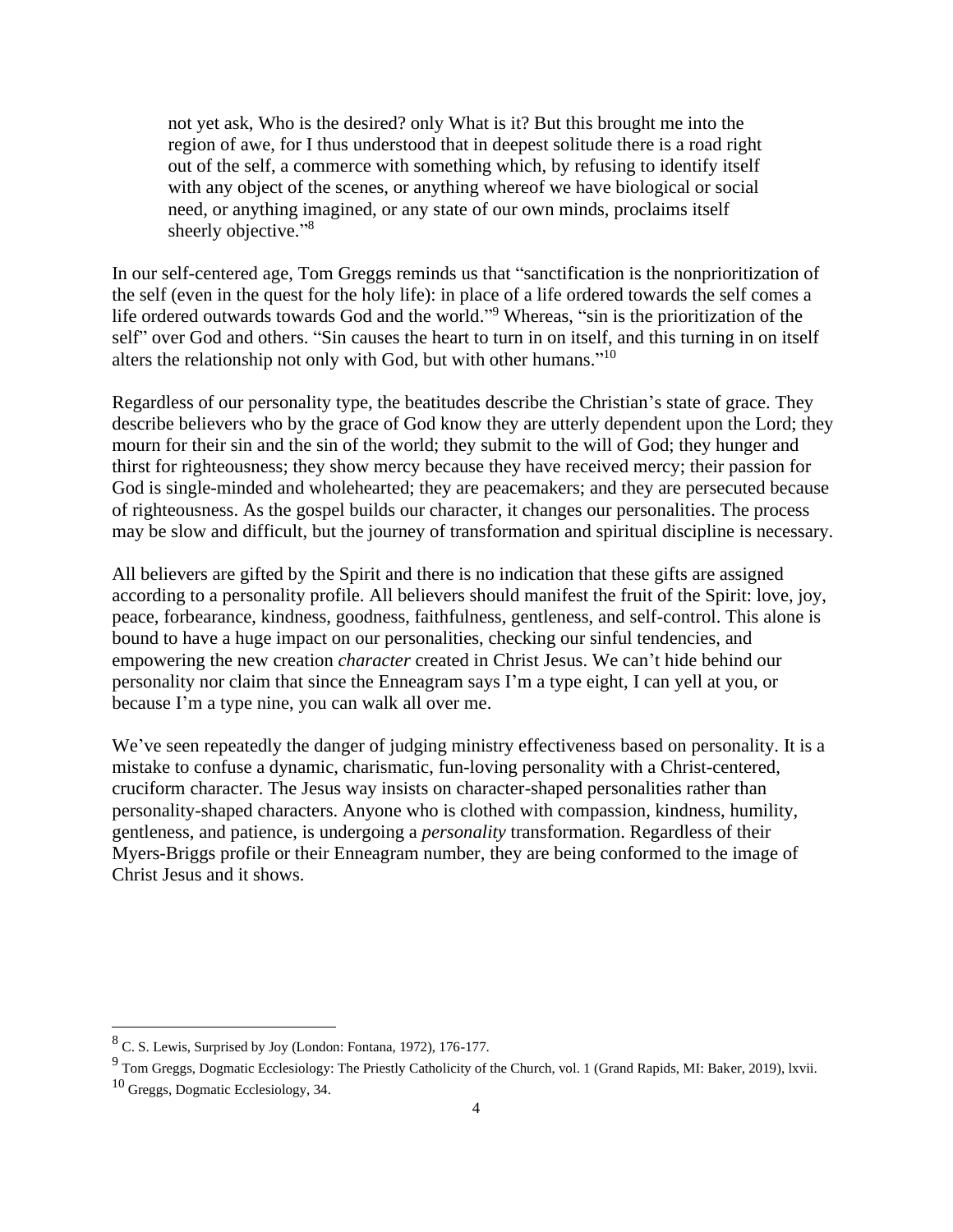> not yet ask, Who is the desired? only What is it? But this brought me into the region of awe, for I thus understood that in deepest solitude there is a road right out of the self, a commerce with something which, by refusing to identify itself with any object of the scenes, or anything whereof we have biological or social need, or anything imagined, or any state of our own minds, proclaims itself sheerly objective."[8]

In our self-centered age, Tom Greggs reminds us that "sanctification is the nonprioritization of the self (even in the quest for the holy life): in place of a life ordered towards the self comes a life ordered outwards towards God and the world."[9] Whereas, "sin is the prioritization of the self" over God and others. "Sin causes the heart to turn in on itself, and this turning in on itself alters the relationship not only with God, but with other humans."[10]

Regardless of our personality type, the beatitudes describe the Christian's state of grace. They describe believers who by the grace of God know they are utterly dependent upon the Lord; they mourn for their sin and the sin of the world; they submit to the will of God; they hunger and thirst for righteousness; they show mercy because they have received mercy; their passion for God is single-minded and wholehearted; they are peacemakers; and they are persecuted because of righteousness. As the gospel builds our character, it changes our personalities. The process may be slow and difficult, but the journey of transformation and spiritual discipline is necessary.

All believers are gifted by the Spirit and there is no indication that these gifts are assigned according to a personality profile. All believers should manifest the fruit of the Spirit: love, joy, peace, forbearance, kindness, goodness, faithfulness, gentleness, and self-control. This alone is bound to have a huge impact on our personalities, checking our sinful tendencies, and empowering the new creation *character* created in Christ Jesus. We can't hide behind our personality nor claim that since the Enneagram says I'm a type eight, I can yell at you, or because I'm a type nine, you can walk all over me.

We've seen repeatedly the danger of judging ministry effectiveness based on personality. It is a mistake to confuse a dynamic, charismatic, fun-loving personality with a Christ-centered, cruciform character. The Jesus way insists on character-shaped personalities rather than personality-shaped characters. Anyone who is clothed with compassion, kindness, humility, gentleness, and patience, is undergoing a *personality* transformation. Regardless of their Myers-Briggs profile or their Enneagram number, they are being conformed to the image of Christ Jesus and it shows.

---

[8] C. S. Lewis, Surprised by Joy (London: Fontana, 1972), 176-177.

[9] Tom Greggs, Dogmatic Ecclesiology: The Priestly Catholicity of the Church, vol. 1 (Grand Rapids, MI: Baker, 2019), lxvii.

[10] Greggs, Dogmatic Ecclesiology, 34.